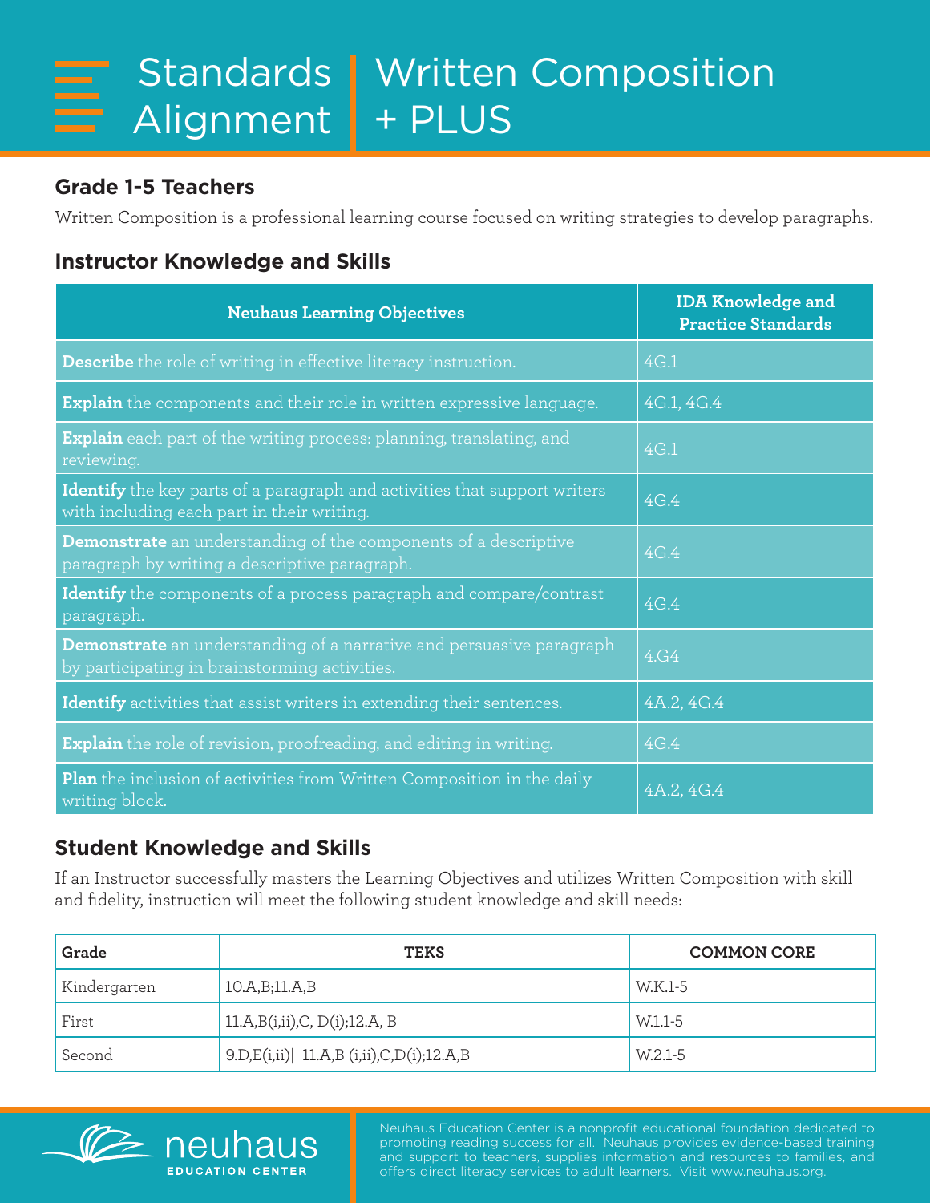# Standards Alignment | Written Composition + PLUS

## Grade 1-5 Teachers

Written Composition is a professional learning course focused on writing strategies to develop paragraphs.

## Instructor Knowledge and Skills

| Neuhaus Learning Objectives | IDA Knowledge and Practice Standards |
|---|---|
| **Describe** the role of writing in effective literacy instruction. | 4G.1 |
| **Explain** the components and their role in written expressive language. | 4G.1, 4G.4 |
| **Explain** each part of the writing process: planning, translating, and reviewing. | 4G.1 |
| **Identify** the key parts of a paragraph and activities that support writers with including each part in their writing. | 4G.4 |
| **Demonstrate** an understanding of the components of a descriptive paragraph by writing a descriptive paragraph. | 4G.4 |
| **Identify** the components of a process paragraph and compare/contrast paragraph. | 4G.4 |
| **Demonstrate** an understanding of a narrative and persuasive paragraph by participating in brainstorming activities. | 4.G4 |
| **Identify** activities that assist writers in extending their sentences. | 4A.2, 4G.4 |
| **Explain** the role of revision, proofreading, and editing in writing. | 4G.4 |
| **Plan** the inclusion of activities from Written Composition in the daily writing block. | 4A.2, 4G.4 |

## Student Knowledge and Skills

If an Instructor successfully masters the Learning Objectives and utilizes Written Composition with skill and fidelity, instruction will meet the following student knowledge and skill needs:

| Grade | TEKS | COMMON CORE |
|---|---|---|
| Kindergarten | 10.A,B;11.A,B | W.K.1-5 |
| First | 11.A,B(i,ii),C, D(i);12.A, B | W.1.1-5 |
| Second | 9.D,E(i,ii)\| 11.A,B (i,ii),C,D(i);12.A,B | W.2.1-5 |

neuhaus EDUCATION CENTER

Neuhaus Education Center is a nonprofit educational foundation dedicated to promoting reading success for all. Neuhaus provides evidence-based training and support to teachers, supplies information and resources to families, and offers direct literacy services to adult learners. Visit www.neuhaus.org.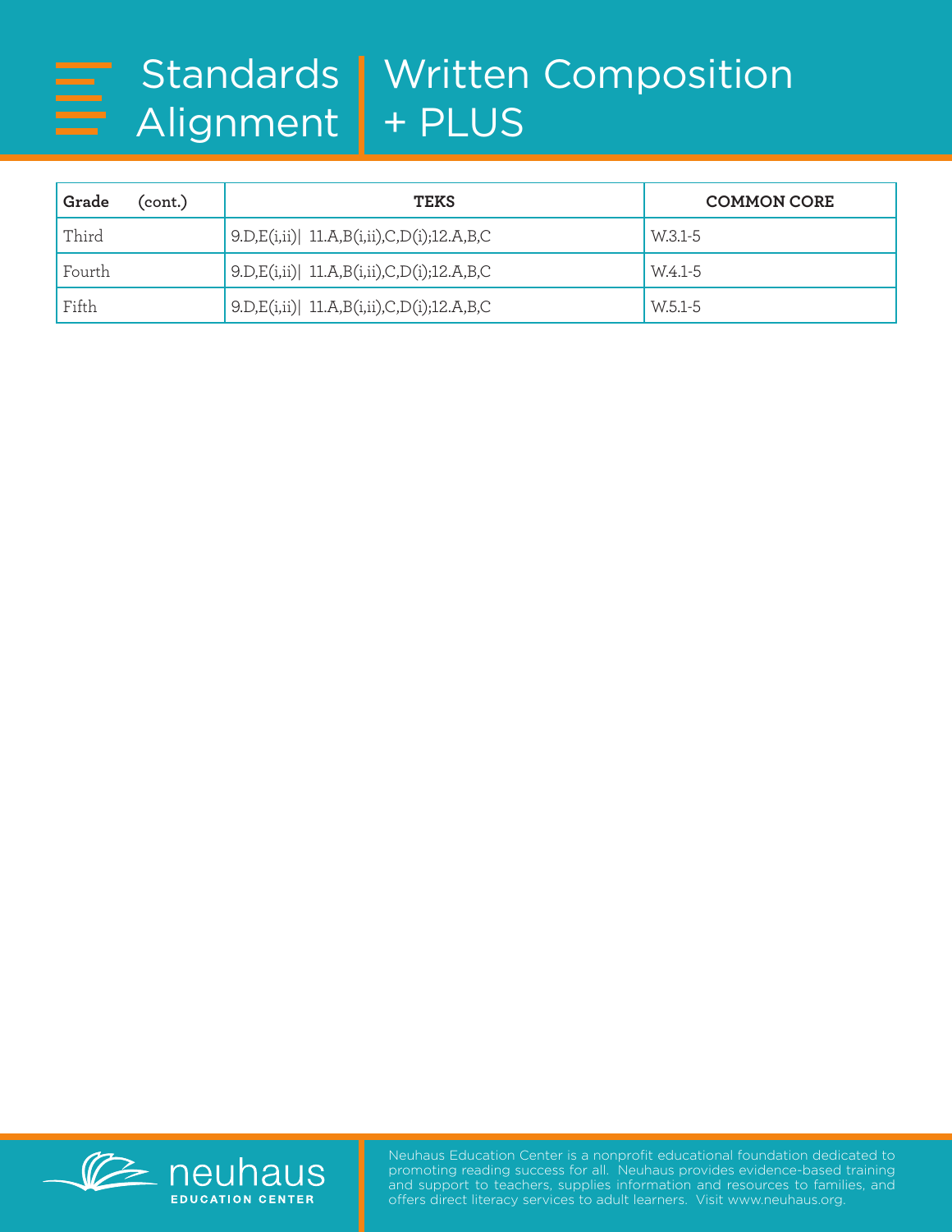# Standards Alignment | Written Composition + PLUS

| Grade (cont.) | TEKS | COMMON CORE |
|---|---|---|
| Third | 9.D,E(i,ii)\| 11.A,B(i,ii),C,D(i);12.A,B,C | W.3.1-5 |
| Fourth | 9.D,E(i,ii)\| 11.A,B(i,ii),C,D(i);12.A,B,C | W.4.1-5 |
| Fifth | 9.D,E(i,ii)\| 11.A,B(i,ii),C,D(i);12.A,B,C | W.5.1-5 |

neuhaus EDUCATION CENTER

Neuhaus Education Center is a nonprofit educational foundation dedicated to promoting reading success for all. Neuhaus provides evidence-based training and support to teachers, supplies information and resources to families, and offers direct literacy services to adult learners. Visit www.neuhaus.org.